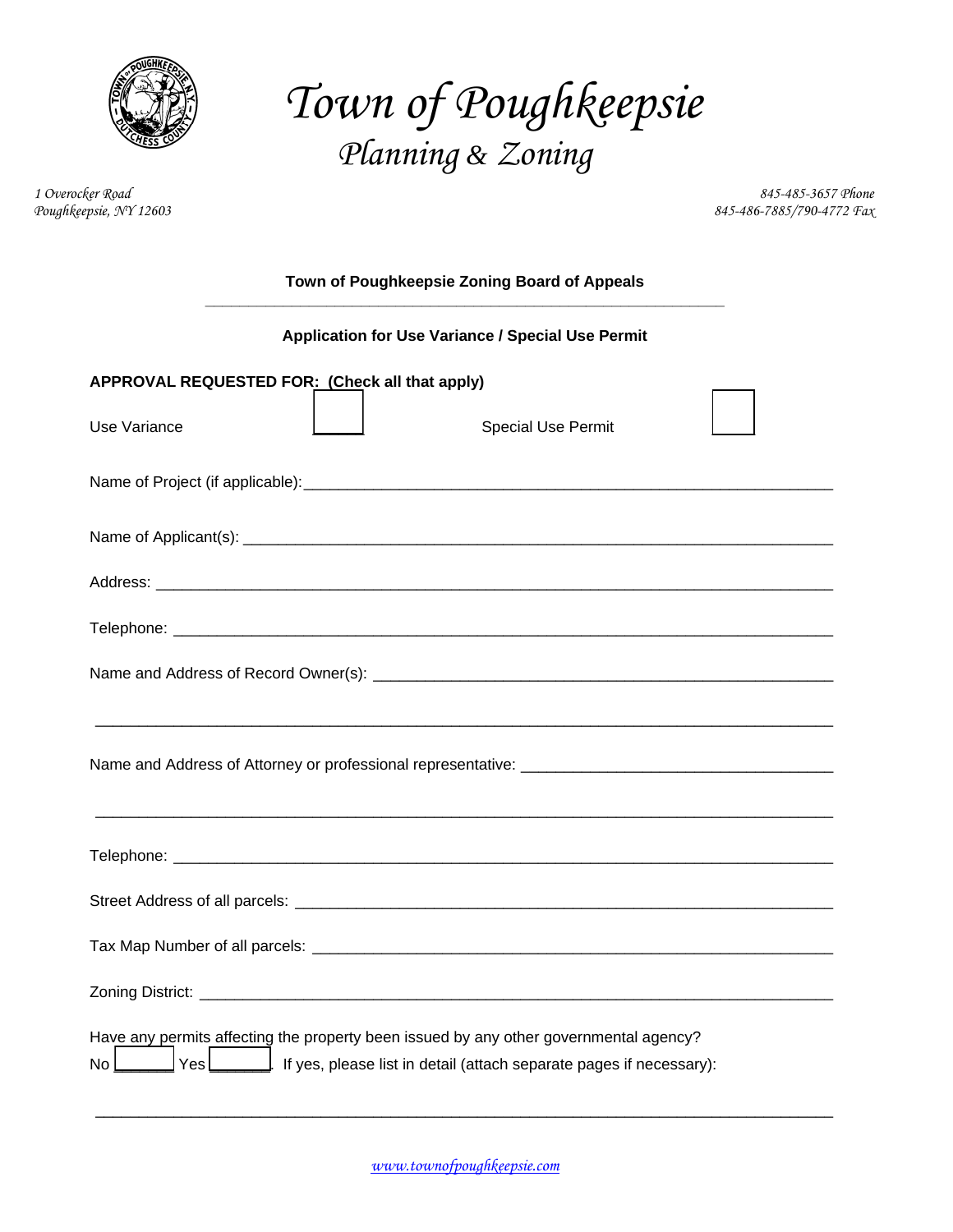# Town of Poughkeepsie
## Planning & Zoning

1 Overocker Road
Poughkeepsie, NY 12603

845-485-3657 Phone
845-486-7885/790-4772 Fax

**Town of Poughkeepsie Zoning Board of Appeals**

**Application for Use Variance / Special Use Permit**

**APPROVAL REQUESTED FOR: (Check all that apply)**

Use Variance ☐    Special Use Permit ☐

Name of Project (if applicable): ______________________________

Name of Applicant(s): ______________________________

Address: ______________________________

Telephone: ______________________________

Name and Address of Record Owner(s): ______________________________

______________________________

Name and Address of Attorney or professional representative: ______________________________

______________________________

Telephone: ______________________________

Street Address of all parcels: ______________________________

Tax Map Number of all parcels: ______________________________

Zoning District: ______________________________

Have any permits affecting the property been issued by any other governmental agency?
No ☐ Yes ☐ If yes, please list in detail (attach separate pages if necessary):

______________________________

www.townofpoughkeepsie.com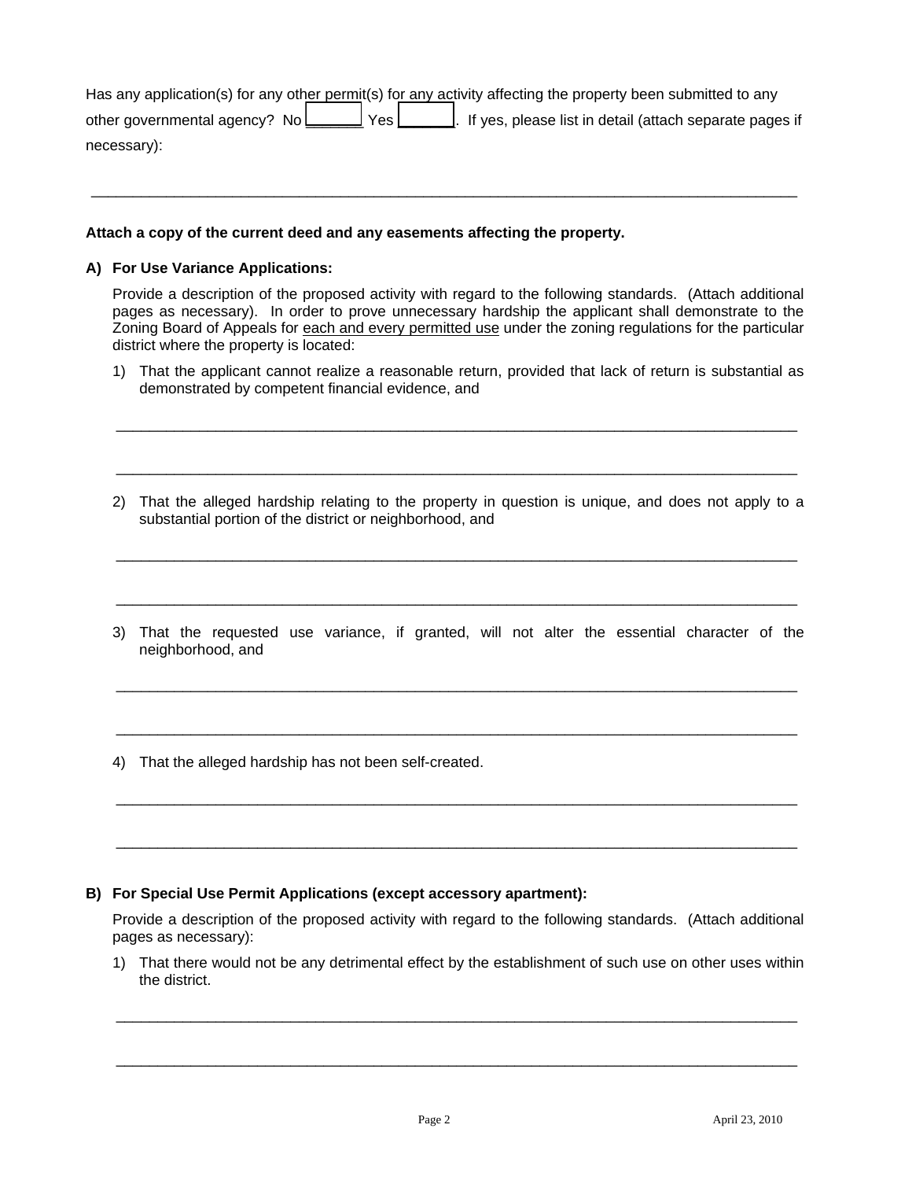Has any application(s) for any other permit(s) for any activity affecting the property been submitted to any other governmental agency? No _______ Yes _______. If yes, please list in detail (attach separate pages if necessary):

______________________________________________________________________________

**Attach a copy of the current deed and any easements affecting the property.**

**A) For Use Variance Applications:**

Provide a description of the proposed activity with regard to the following standards. (Attach additional pages as necessary). In order to prove unnecessary hardship the applicant shall demonstrate to the Zoning Board of Appeals for each and every permitted use under the zoning regulations for the particular district where the property is located:

1) That the applicant cannot realize a reasonable return, provided that lack of return is substantial as demonstrated by competent financial evidence, and

______________________________________________________________________________

______________________________________________________________________________

2) That the alleged hardship relating to the property in question is unique, and does not apply to a substantial portion of the district or neighborhood, and

______________________________________________________________________________

______________________________________________________________________________

3) That the requested use variance, if granted, will not alter the essential character of the neighborhood, and

______________________________________________________________________________

______________________________________________________________________________

4) That the alleged hardship has not been self-created.

______________________________________________________________________________

______________________________________________________________________________

**B) For Special Use Permit Applications (except accessory apartment):**

Provide a description of the proposed activity with regard to the following standards. (Attach additional pages as necessary):

1) That there would not be any detrimental effect by the establishment of such use on other uses within the district.

______________________________________________________________________________

______________________________________________________________________________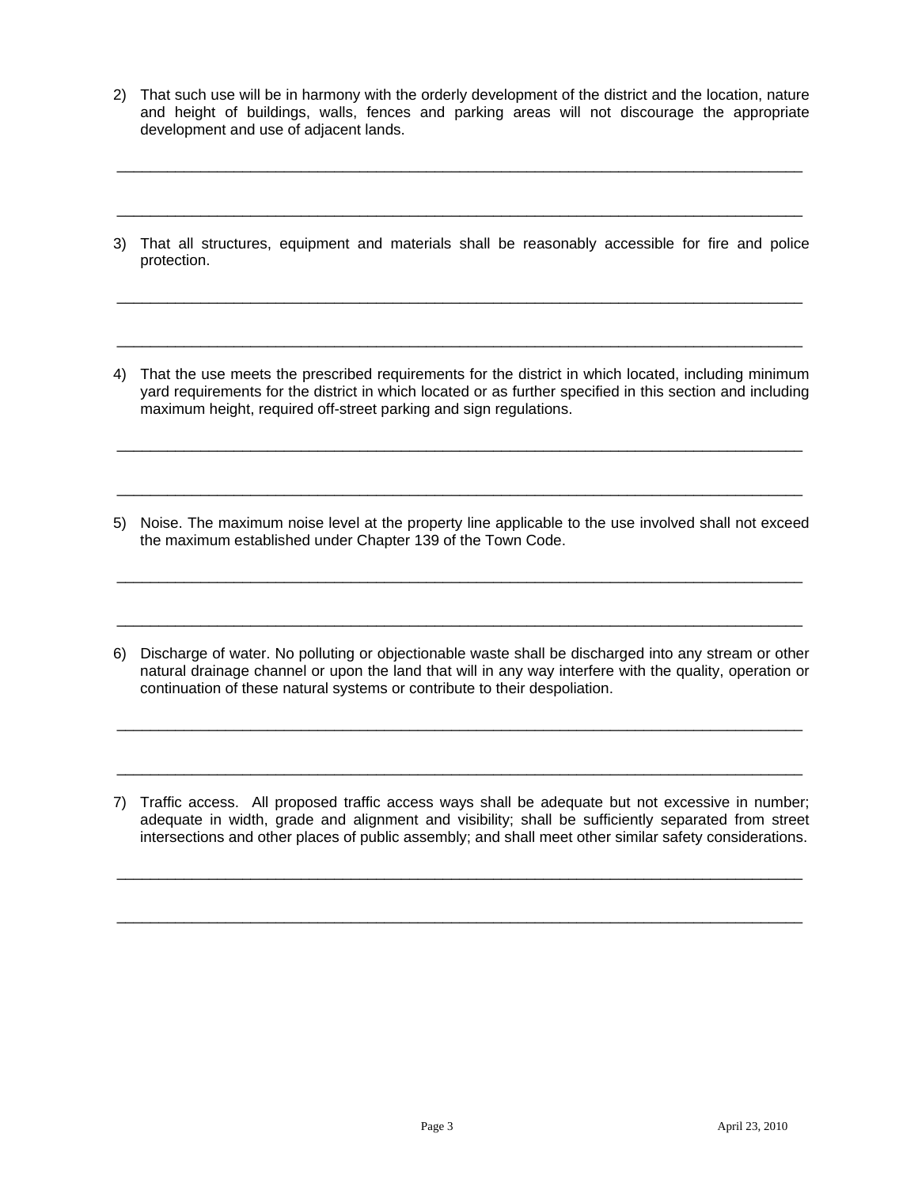2) That such use will be in harmony with the orderly development of the district and the location, nature and height of buildings, walls, fences and parking areas will not discourage the appropriate development and use of adjacent lands.

_____________________________________________________________________________________

_____________________________________________________________________________________

3) That all structures, equipment and materials shall be reasonably accessible for fire and police protection.

_____________________________________________________________________________________

_____________________________________________________________________________________

4) That the use meets the prescribed requirements for the district in which located, including minimum yard requirements for the district in which located or as further specified in this section and including maximum height, required off-street parking and sign regulations.

_____________________________________________________________________________________

_____________________________________________________________________________________

5) Noise. The maximum noise level at the property line applicable to the use involved shall not exceed the maximum established under Chapter 139 of the Town Code.

_____________________________________________________________________________________

_____________________________________________________________________________________

6) Discharge of water. No polluting or objectionable waste shall be discharged into any stream or other natural drainage channel or upon the land that will in any way interfere with the quality, operation or continuation of these natural systems or contribute to their despoliation.

_____________________________________________________________________________________

_____________________________________________________________________________________

7) Traffic access. All proposed traffic access ways shall be adequate but not excessive in number; adequate in width, grade and alignment and visibility; shall be sufficiently separated from street intersections and other places of public assembly; and shall meet other similar safety considerations.

_____________________________________________________________________________________

_____________________________________________________________________________________

April 23, 2010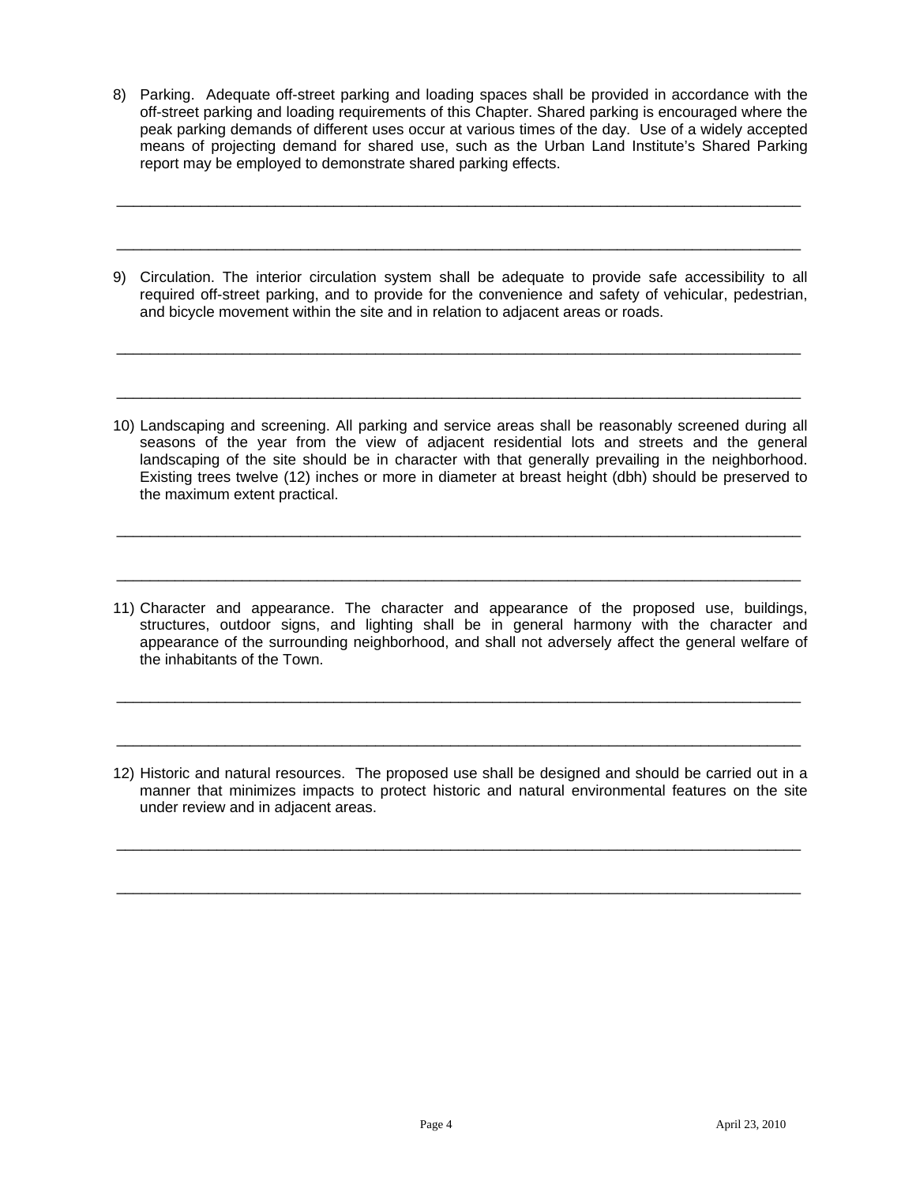8) Parking. Adequate off-street parking and loading spaces shall be provided in accordance with the off-street parking and loading requirements of this Chapter. Shared parking is encouraged where the peak parking demands of different uses occur at various times of the day. Use of a widely accepted means of projecting demand for shared use, such as the Urban Land Institute's Shared Parking report may be employed to demonstrate shared parking effects.

_______________________________________________________________________________

_______________________________________________________________________________

9) Circulation. The interior circulation system shall be adequate to provide safe accessibility to all required off-street parking, and to provide for the convenience and safety of vehicular, pedestrian, and bicycle movement within the site and in relation to adjacent areas or roads.

_______________________________________________________________________________

_______________________________________________________________________________

10) Landscaping and screening. All parking and service areas shall be reasonably screened during all seasons of the year from the view of adjacent residential lots and streets and the general landscaping of the site should be in character with that generally prevailing in the neighborhood. Existing trees twelve (12) inches or more in diameter at breast height (dbh) should be preserved to the maximum extent practical.

_______________________________________________________________________________

_______________________________________________________________________________

11) Character and appearance. The character and appearance of the proposed use, buildings, structures, outdoor signs, and lighting shall be in general harmony with the character and appearance of the surrounding neighborhood, and shall not adversely affect the general welfare of the inhabitants of the Town.

_______________________________________________________________________________

_______________________________________________________________________________

12) Historic and natural resources. The proposed use shall be designed and should be carried out in a manner that minimizes impacts to protect historic and natural environmental features on the site under review and in adjacent areas.

_______________________________________________________________________________

_______________________________________________________________________________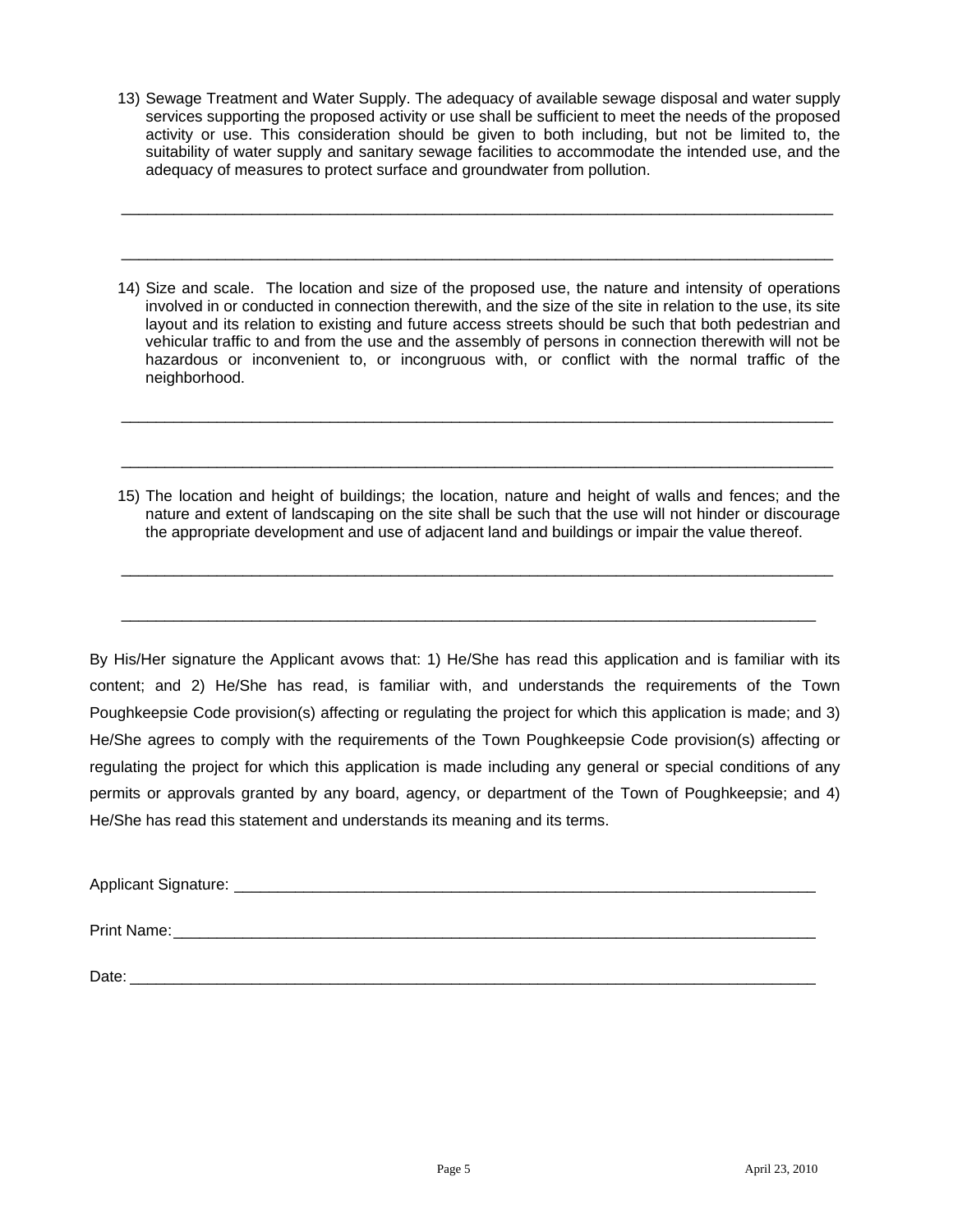13) Sewage Treatment and Water Supply. The adequacy of available sewage disposal and water supply services supporting the proposed activity or use shall be sufficient to meet the needs of the proposed activity or use. This consideration should be given to both including, but not be limited to, the suitability of water supply and sanitary sewage facilities to accommodate the intended use, and the adequacy of measures to protect surface and groundwater from pollution.

______________________________________________________________________________

______________________________________________________________________________

14) Size and scale. The location and size of the proposed use, the nature and intensity of operations involved in or conducted in connection therewith, and the size of the site in relation to the use, its site layout and its relation to existing and future access streets should be such that both pedestrian and vehicular traffic to and from the use and the assembly of persons in connection therewith will not be hazardous or inconvenient to, or incongruous with, or conflict with the normal traffic of the neighborhood.

______________________________________________________________________________

______________________________________________________________________________

15) The location and height of buildings; the location, nature and height of walls and fences; and the nature and extent of landscaping on the site shall be such that the use will not hinder or discourage the appropriate development and use of adjacent land and buildings or impair the value thereof.

______________________________________________________________________________

______________________________________________________________________________

By His/Her signature the Applicant avows that: 1) He/She has read this application and is familiar with its content; and 2) He/She has read, is familiar with, and understands the requirements of the Town Poughkeepsie Code provision(s) affecting or regulating the project for which this application is made; and 3) He/She agrees to comply with the requirements of the Town Poughkeepsie Code provision(s) affecting or regulating the project for which this application is made including any general or special conditions of any permits or approvals granted by any board, agency, or department of the Town of Poughkeepsie; and 4) He/She has read this statement and understands its meaning and its terms.

Applicant Signature: ______________________________________________________________

Print Name:_____________________________________________________________________

Date: _________________________________________________________________________

April 23, 2010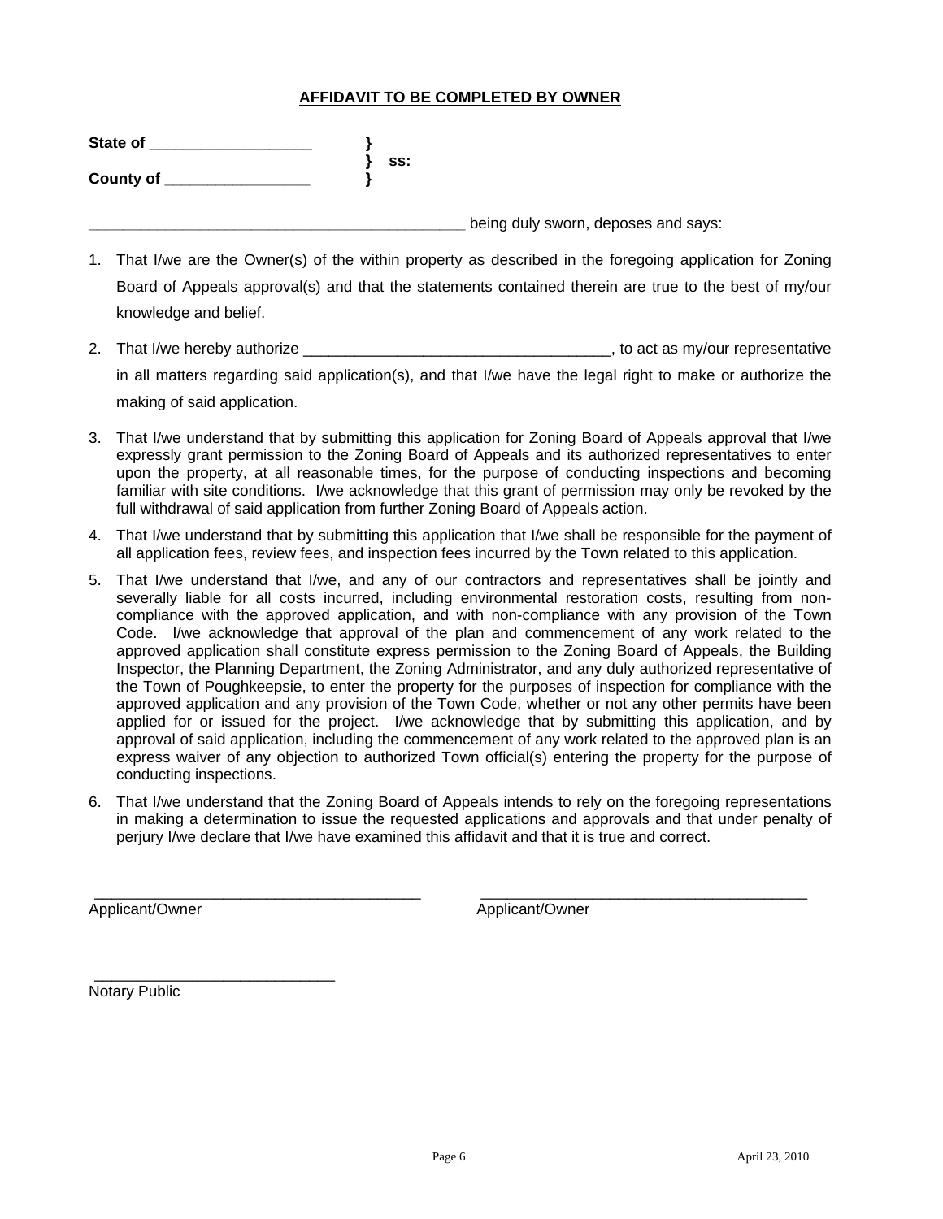**AFFIDAVIT TO BE COMPLETED BY OWNER**

**State of ___________________ }**
**} ss:**
**County of _________________ }**

_____________________________________________ being duly sworn, deposes and says:

1. That I/we are the Owner(s) of the within property as described in the foregoing application for Zoning Board of Appeals approval(s) and that the statements contained therein are true to the best of my/our knowledge and belief.

2. That I/we hereby authorize ____________________________________, to act as my/our representative in all matters regarding said application(s), and that I/we have the legal right to make or authorize the making of said application.

3. That I/we understand that by submitting this application for Zoning Board of Appeals approval that I/we expressly grant permission to the Zoning Board of Appeals and its authorized representatives to enter upon the property, at all reasonable times, for the purpose of conducting inspections and becoming familiar with site conditions. I/we acknowledge that this grant of permission may only be revoked by the full withdrawal of said application from further Zoning Board of Appeals action.

4. That I/we understand that by submitting this application that I/we shall be responsible for the payment of all application fees, review fees, and inspection fees incurred by the Town related to this application.

5. That I/we understand that I/we, and any of our contractors and representatives shall be jointly and severally liable for all costs incurred, including environmental restoration costs, resulting from non-compliance with the approved application, and with non-compliance with any provision of the Town Code. I/we acknowledge that approval of the plan and commencement of any work related to the approved application shall constitute express permission to the Zoning Board of Appeals, the Building Inspector, the Planning Department, the Zoning Administrator, and any duly authorized representative of the Town of Poughkeepsie, to enter the property for the purposes of inspection for compliance with the approved application and any provision of the Town Code, whether or not any other permits have been applied for or issued for the project. I/we acknowledge that by submitting this application, and by approval of said application, including the commencement of any work related to the approved plan is an express waiver of any objection to authorized Town official(s) entering the property for the purpose of conducting inspections.

6. That I/we understand that the Zoning Board of Appeals intends to rely on the foregoing representations in making a determination to issue the requested applications and approvals and that under penalty of perjury I/we declare that I/we have examined this affidavit and that it is true and correct.

_______________________________________ _______________________________________
Applicant/Owner Applicant/Owner

____________________________
Notary Public

April 23, 2010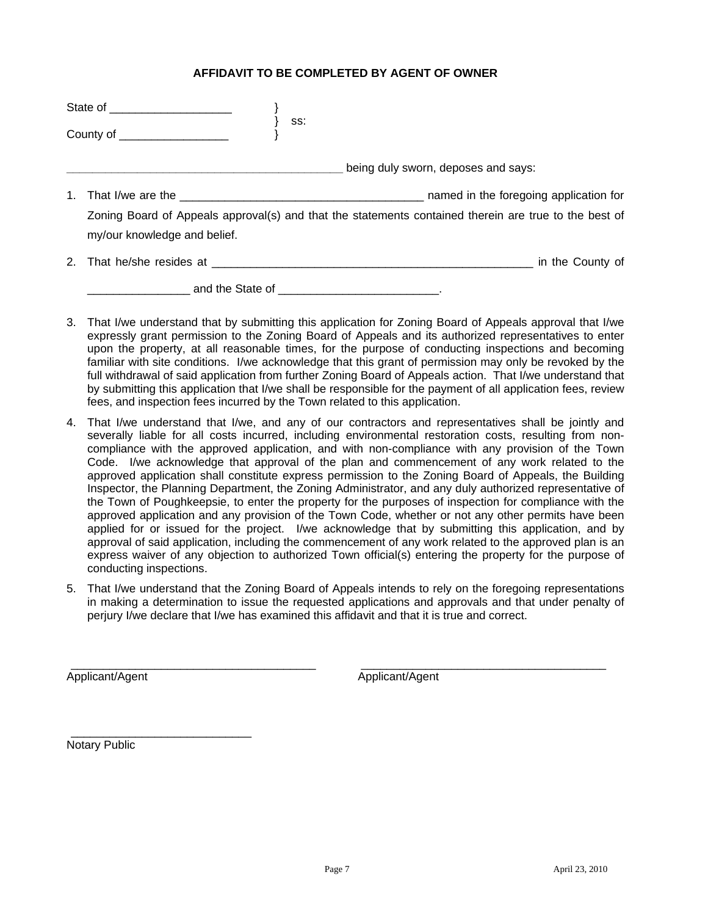**AFFIDAVIT TO BE COMPLETED BY AGENT OF OWNER**

State of ___________________ }
} ss:
County of _________________ }

___________________________________________ being duly sworn, deposes and says:

1. That I/we are the ______________________________________ named in the foregoing application for Zoning Board of Appeals approval(s) and that the statements contained therein are true to the best of my/our knowledge and belief.

2. That he/she resides at ____________________________________________________ in the County of ________________ and the State of _________________________.

3. That I/we understand that by submitting this application for Zoning Board of Appeals approval that I/we expressly grant permission to the Zoning Board of Appeals and its authorized representatives to enter upon the property, at all reasonable times, for the purpose of conducting inspections and becoming familiar with site conditions. I/we acknowledge that this grant of permission may only be revoked by the full withdrawal of said application from further Zoning Board of Appeals action. That I/we understand that by submitting this application that I/we shall be responsible for the payment of all application fees, review fees, and inspection fees incurred by the Town related to this application.

4. That I/we understand that I/we, and any of our contractors and representatives shall be jointly and severally liable for all costs incurred, including environmental restoration costs, resulting from non-compliance with the approved application, and with non-compliance with any provision of the Town Code. I/we acknowledge that approval of the plan and commencement of any work related to the approved application shall constitute express permission to the Zoning Board of Appeals, the Building Inspector, the Planning Department, the Zoning Administrator, and any duly authorized representative of the Town of Poughkeepsie, to enter the property for the purposes of inspection for compliance with the approved application and any provision of the Town Code, whether or not any other permits have been applied for or issued for the project. I/we acknowledge that by submitting this application, and by approval of said application, including the commencement of any work related to the approved plan is an express waiver of any objection to authorized Town official(s) entering the property for the purpose of conducting inspections.

5. That I/we understand that the Zoning Board of Appeals intends to rely on the foregoing representations in making a determination to issue the requested applications and approvals and that under penalty of perjury I/we declare that I/we has examined this affidavit and that it is true and correct.

_______________________________________ _______________________________________
Applicant/Agent Applicant/Agent

____________________________
Notary Public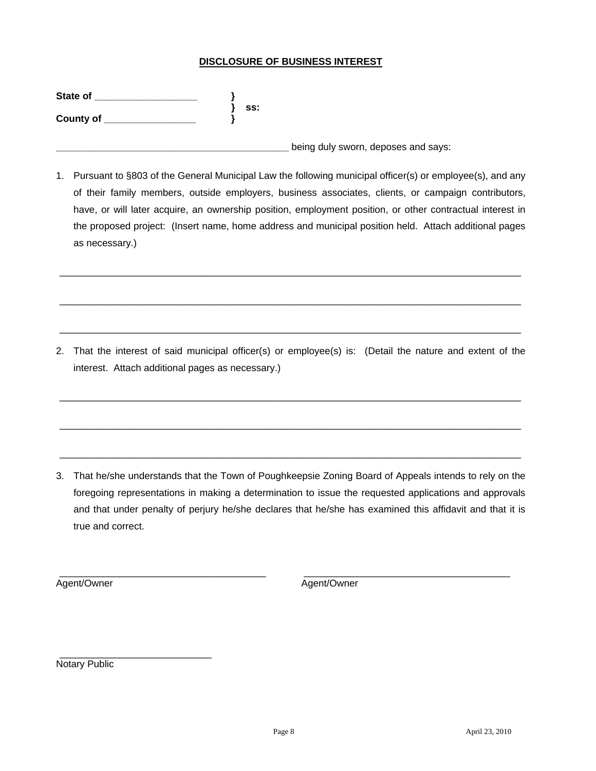**DISCLOSURE OF BUSINESS INTEREST**

**State of ___________________ }**
**} ss:**
**County of _________________ }**

____________________________________________ being duly sworn, deposes and says:

1. Pursuant to §803 of the General Municipal Law the following municipal officer(s) or employee(s), and any of their family members, outside employers, business associates, clients, or campaign contributors, have, or will later acquire, an ownership position, employment position, or other contractual interest in the proposed project: (Insert name, home address and municipal position held. Attach additional pages as necessary.)

_____________________________________________________________________________________

_____________________________________________________________________________________

_____________________________________________________________________________________

2. That the interest of said municipal officer(s) or employee(s) is: (Detail the nature and extent of the interest. Attach additional pages as necessary.)

_____________________________________________________________________________________

_____________________________________________________________________________________

_____________________________________________________________________________________

3. That he/she understands that the Town of Poughkeepsie Zoning Board of Appeals intends to rely on the foregoing representations in making a determination to issue the requested applications and approvals and that under penalty of perjury he/she declares that he/she has examined this affidavit and that it is true and correct.

_______________________________________ _______________________________________
Agent/Owner Agent/Owner

_____________________________
Notary Public

April 23, 2010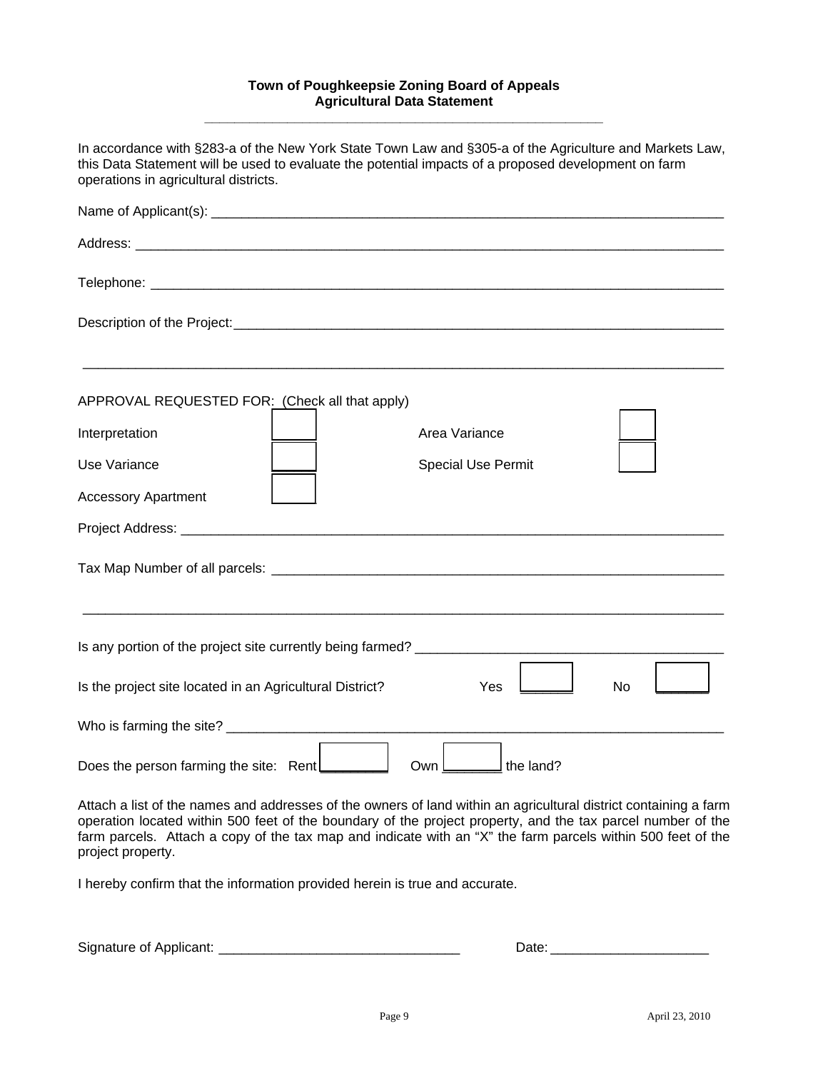**Town of Poughkeepsie Zoning Board of Appeals**
**Agricultural Data Statement**

In accordance with §283-a of the New York State Town Law and §305-a of the Agriculture and Markets Law, this Data Statement will be used to evaluate the potential impacts of a proposed development on farm operations in agricultural districts.

Name of Applicant(s): ____________________________________________

Address: ____________________________________________

Telephone: ____________________________________________

Description of the Project: ____________________________________________

____________________________________________

APPROVAL REQUESTED FOR: (Check all that apply)

| | | | |
|---|---|---|---|
| Interpretation | ☐ | Area Variance | ☐ |
| Use Variance | ☐ | Special Use Permit | ☐ |
| Accessory Apartment | ☐ | | |

Project Address: ____________________________________________

Tax Map Number of all parcels: ____________________________________________

____________________________________________

Is any portion of the project site currently being farmed? ____________________________

Is the project site located in an Agricultural District? Yes ☐ No ☐

Who is farming the site? ____________________________________________

Does the person farming the site: Rent ☐ Own ☐ the land?

Attach a list of the names and addresses of the owners of land within an agricultural district containing a farm operation located within 500 feet of the boundary of the project property, and the tax parcel number of the farm parcels. Attach a copy of the tax map and indicate with an "X" the farm parcels within 500 feet of the project property.

I hereby confirm that the information provided herein is true and accurate.

Signature of Applicant: ______________________________ Date: ____________________